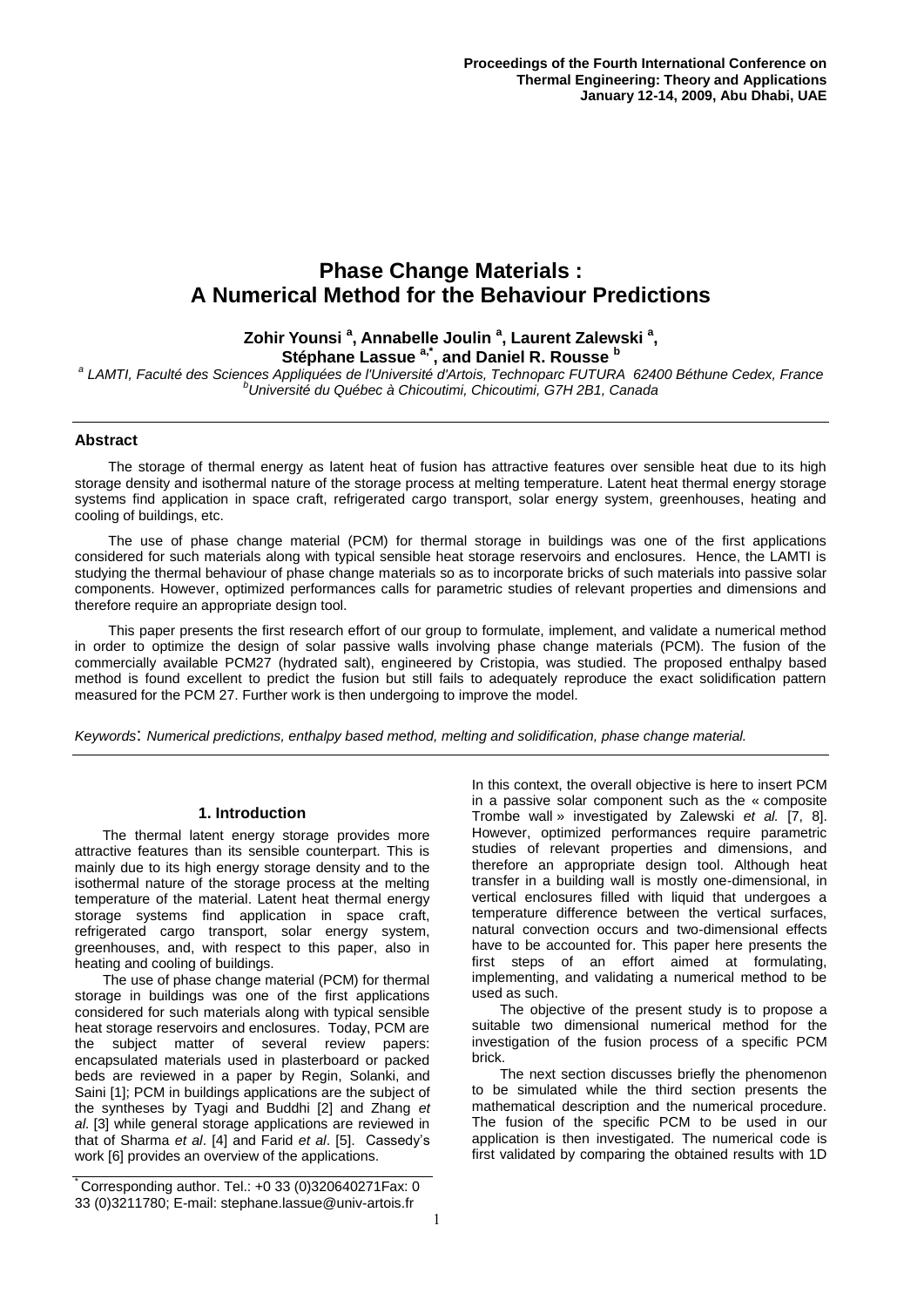# Phase Change Materials : A Numerical Method for the Behaviour Predictions

**Zohir Younsi [a], Annabelle Joulin [a], Laurent Zalewski [a], Stéphane Lassue [a,*], and Daniel R. Rousse [b]**

[a] *LAMTI, Faculté des Sciences Appliquées de l'Université d'Artois, Technoparc FUTURA 62400 Béthune Cedex, France*
[b] *Université du Québec à Chicoutimi, Chicoutimi, G7H 2B1, Canada*

## Abstract

The storage of thermal energy as latent heat of fusion has attractive features over sensible heat due to its high storage density and isothermal nature of the storage process at melting temperature. Latent heat thermal energy storage systems find application in space craft, refrigerated cargo transport, solar energy system, greenhouses, heating and cooling of buildings, etc.

The use of phase change material (PCM) for thermal storage in buildings was one of the first applications considered for such materials along with typical sensible heat storage reservoirs and enclosures. Hence, the LAMTI is studying the thermal behaviour of phase change materials so as to incorporate bricks of such materials into passive solar components. However, optimized performances calls for parametric studies of relevant properties and dimensions and therefore require an appropriate design tool.

This paper presents the first research effort of our group to formulate, implement, and validate a numerical method in order to optimize the design of solar passive walls involving phase change materials (PCM). The fusion of the commercially available PCM27 (hydrated salt), engineered by Cristopia, was studied. The proposed enthalpy based method is found excellent to predict the fusion but still fails to adequately reproduce the exact solidification pattern measured for the PCM 27. Further work is then undergoing to improve the model.

*Keywords: Numerical predictions, enthalpy based method, melting and solidification, phase change material.*

## 1. Introduction

The thermal latent energy storage provides more attractive features than its sensible counterpart. This is mainly due to its high energy storage density and to the isothermal nature of the storage process at the melting temperature of the material. Latent heat thermal energy storage systems find application in space craft, refrigerated cargo transport, solar energy system, greenhouses, and, with respect to this paper, also in heating and cooling of buildings.

The use of phase change material (PCM) for thermal storage in buildings was one of the first applications considered for such materials along with typical sensible heat storage reservoirs and enclosures. Today, PCM are the subject matter of several review papers: encapsulated materials used in plasterboard or packed beds are reviewed in a paper by Regin, Solanki, and Saini [1]; PCM in buildings applications are the subject of the syntheses by Tyagi and Buddhi [2] and Zhang *et al.* [3] while general storage applications are reviewed in that of Sharma *et al*. [4] and Farid *et al*. [5]. Cassedy's work [6] provides an overview of the applications.

In this context, the overall objective is here to insert PCM in a passive solar component such as the « composite Trombe wall » investigated by Zalewski *et al.* [7, 8]. However, optimized performances require parametric studies of relevant properties and dimensions, and therefore an appropriate design tool. Although heat transfer in a building wall is mostly one-dimensional, in vertical enclosures filled with liquid that undergoes a temperature difference between the vertical surfaces, natural convection occurs and two-dimensional effects have to be accounted for. This paper here presents the first steps of an effort aimed at formulating, implementing, and validating a numerical method to be used as such.

The objective of the present study is to propose a suitable two dimensional numerical method for the investigation of the fusion process of a specific PCM brick.

The next section discusses briefly the phenomenon to be simulated while the third section presents the mathematical description and the numerical procedure. The fusion of the specific PCM to be used in our application is then investigated. The numerical code is first validated by comparing the obtained results with 1D

* Corresponding author. Tel.: +0 33 (0)320640271Fax: 0 33 (0)3211780; E-mail: stephane.lassue@univ-artois.fr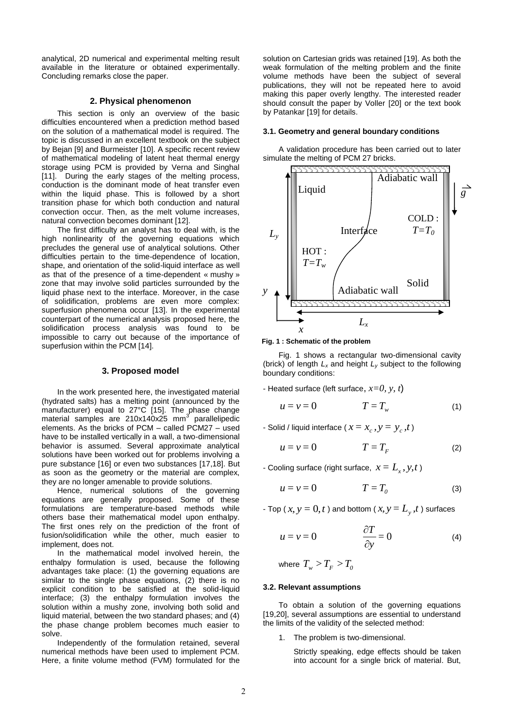analytical, 2D numerical and experimental melting result available in the literature or obtained experimentally. Concluding remarks close the paper.

## 2. Physical phenomenon

This section is only an overview of the basic difficulties encountered when a prediction method based on the solution of a mathematical model is required. The topic is discussed in an excellent textbook on the subject by Bejan [9] and Burmeister [10]. A specific recent review of mathematical modeling of latent heat thermal energy storage using PCM is provided by Verna and Singhal [11]. During the early stages of the melting process, conduction is the dominant mode of heat transfer even within the liquid phase. This is followed by a short transition phase for which both conduction and natural convection occur. Then, as the melt volume increases, natural convection becomes dominant [12].

The first difficulty an analyst has to deal with, is the high nonlinearity of the governing equations which precludes the general use of analytical solutions. Other difficulties pertain to the time-dependence of location, shape, and orientation of the solid-liquid interface as well as that of the presence of a time-dependent « mushy » zone that may involve solid particles surrounded by the liquid phase next to the interface. Moreover, in the case of solidification, problems are even more complex: superfusion phenomena occur [13]. In the experimental counterpart of the numerical analysis proposed here, the solidification process analysis was found to be impossible to carry out because of the importance of superfusion within the PCM [14].

## 3. Proposed model

In the work presented here, the investigated material (hydrated salts) has a melting point (announced by the manufacturer) equal to 27°C [15]. The phase change material samples are 210x140x25 $mm^3$ parallelipedic elements. As the bricks of PCM – called PCM27 – used have to be installed vertically in a wall, a two-dimensional behavior is assumed. Several approximate analytical solutions have been worked out for problems involving a pure substance [16] or even two substances [17,18]. But as soon as the geometry or the material are complex, they are no longer amenable to provide solutions.

Hence, numerical solutions of the governing equations are generally proposed. Some of these formulations are temperature-based methods while others base their mathematical model upon enthalpy. The first ones rely on the prediction of the front of fusion/solidification while the other, much easier to implement, does not.

In the mathematical model involved herein, the enthalpy formulation is used, because the following advantages take place: (1) the governing equations are similar to the single phase equations, (2) there is no explicit condition to be satisfied at the solid-liquid interface; (3) the enthalpy formulation involves the solution within a mushy zone, involving both solid and liquid material, between the two standard phases; and (4) the phase change problem becomes much easier to solve.

Independently of the formulation retained, several numerical methods have been used to implement PCM. Here, a finite volume method (FVM) formulated for the solution on Cartesian grids was retained [19]. As both the weak formulation of the melting problem and the finite volume methods have been the subject of several publications, they will not be repeated here to avoid making this paper overly lengthy. The interested reader should consult the paper by Voller [20] or the text book by Patankar [19] for details.

### 3.1. Geometry and general boundary conditions

A validation procedure has been carried out to later simulate the melting of PCM 27 bricks.

**Fig. 1 : Schematic of the problem**

Fig. 1 shows a rectangular two-dimensional cavity (brick) of length $L_x$ and height $L_y$ subject to the following boundary conditions:

- Heated surface (left surface, $x=0, y, t$)

$$u = v = 0 \qquad T = T_w \tag{1}$$

- Solid / liquid interface ( $x = x_c, y = y_c, t$ )

$$u = v = 0 \qquad T = T_F \tag{2}$$

- Cooling surface (right surface, $x = L_x, y, t$ )

$$u = v = 0 \qquad T = T_0 \tag{3}$$

- Top ( $x, y = 0, t$ ) and bottom ( $x, y = L_y, t$ ) surfaces

$$u = v = 0 \qquad \frac{\partial T}{\partial y} = 0 \tag{4}$$

where $T_w > T_F > T_0$

### 3.2. Relevant assumptions

To obtain a solution of the governing equations [19,20], several assumptions are essential to understand the limits of the validity of the selected method:

1. The problem is two-dimensional.

   Strictly speaking, edge effects should be taken into account for a single brick of material. But,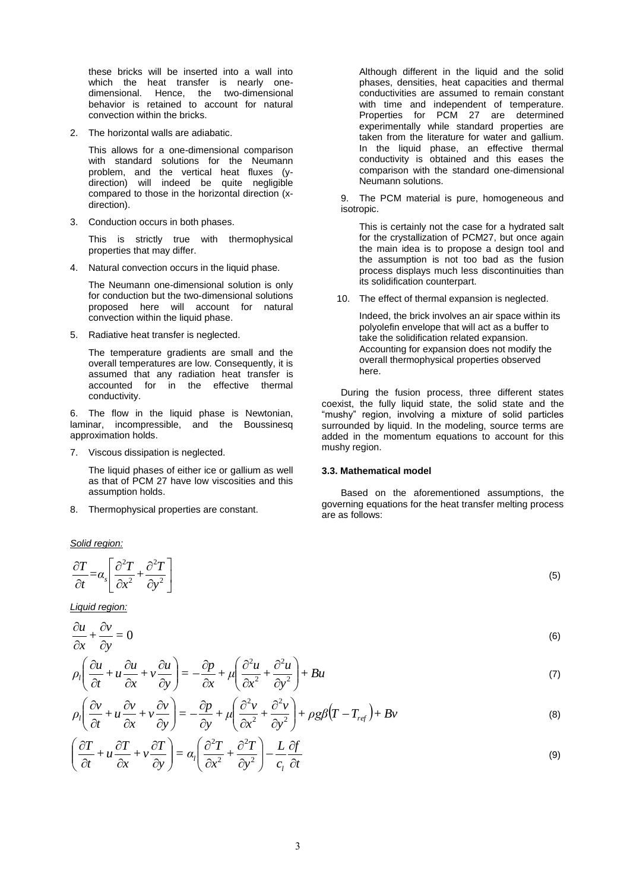these bricks will be inserted into a wall into which the heat transfer is nearly one-dimensional. Hence, the two-dimensional behavior is retained to account for natural convection within the bricks.

2. The horizontal walls are adiabatic.

   This allows for a one-dimensional comparison with standard solutions for the Neumann problem, and the vertical heat fluxes (y-direction) will indeed be quite negligible compared to those in the horizontal direction (x-direction).

3. Conduction occurs in both phases.

   This is strictly true with thermophysical properties that may differ.

4. Natural convection occurs in the liquid phase.

   The Neumann one-dimensional solution is only for conduction but the two-dimensional solutions proposed here will account for natural convection within the liquid phase.

5. Radiative heat transfer is neglected.

   The temperature gradients are small and the overall temperatures are low. Consequently, it is assumed that any radiation heat transfer is accounted for in the effective thermal conductivity.

6. The flow in the liquid phase is Newtonian, laminar, incompressible, and the Boussinesq approximation holds.

7. Viscous dissipation is neglected.

   The liquid phases of either ice or gallium as well as that of PCM 27 have low viscosities and this assumption holds.

8. Thermophysical properties are constant.

   Although different in the liquid and the solid phases, densities, heat capacities and thermal conductivities are assumed to remain constant with time and independent of temperature. Properties for PCM 27 are determined experimentally while standard properties are taken from the literature for water and gallium. In the liquid phase, an effective thermal conductivity is obtained and this eases the comparison with the standard one-dimensional Neumann solutions.

9. The PCM material is pure, homogeneous and isotropic.

   This is certainly not the case for a hydrated salt for the crystallization of PCM27, but once again the main idea is to propose a design tool and the assumption is not too bad as the fusion process displays much less discontinuities than its solidification counterpart.

10. The effect of thermal expansion is neglected.

    Indeed, the brick involves an air space within its polyolefin envelope that will act as a buffer to take the solidification related expansion. Accounting for expansion does not modify the overall thermophysical properties observed here.

During the fusion process, three different states coexist, the fully liquid state, the solid state and the "mushy" region, involving a mixture of solid particles surrounded by liquid. In the modeling, source terms are added in the momentum equations to account for this mushy region.

### 3.3. Mathematical model

Based on the aforementioned assumptions, the governing equations for the heat transfer melting process are as follows:

*Solid region:*

$$\frac{\partial T}{\partial t}=\alpha_s\left[\frac{\partial^2 T}{\partial x^2}+\frac{\partial^2 T}{\partial y^2}\right] \tag{5}$$

*Liquid region:*

$$\frac{\partial u}{\partial x}+\frac{\partial v}{\partial y}=0 \tag{6}$$

$$\rho_l\left(\frac{\partial u}{\partial t}+u\frac{\partial u}{\partial x}+v\frac{\partial u}{\partial y}\right)=-\frac{\partial p}{\partial x}+\mu\left(\frac{\partial^2 u}{\partial x^2}+\frac{\partial^2 u}{\partial y^2}\right)+Bu \tag{7}$$

$$\rho_l\left(\frac{\partial v}{\partial t}+u\frac{\partial v}{\partial x}+v\frac{\partial v}{\partial y}\right)=-\frac{\partial p}{\partial y}+\mu\left(\frac{\partial^2 v}{\partial x^2}+\frac{\partial^2 v}{\partial y^2}\right)+\rho g\beta\left(T-T_{ref}\right)+Bv \tag{8}$$

$$\left(\frac{\partial T}{\partial t}+u\frac{\partial T}{\partial x}+v\frac{\partial T}{\partial y}\right)=\alpha_l\left(\frac{\partial^2 T}{\partial x^2}+\frac{\partial^2 T}{\partial y^2}\right)-\frac{L}{c_l}\frac{\partial f}{\partial t} \tag{9}$$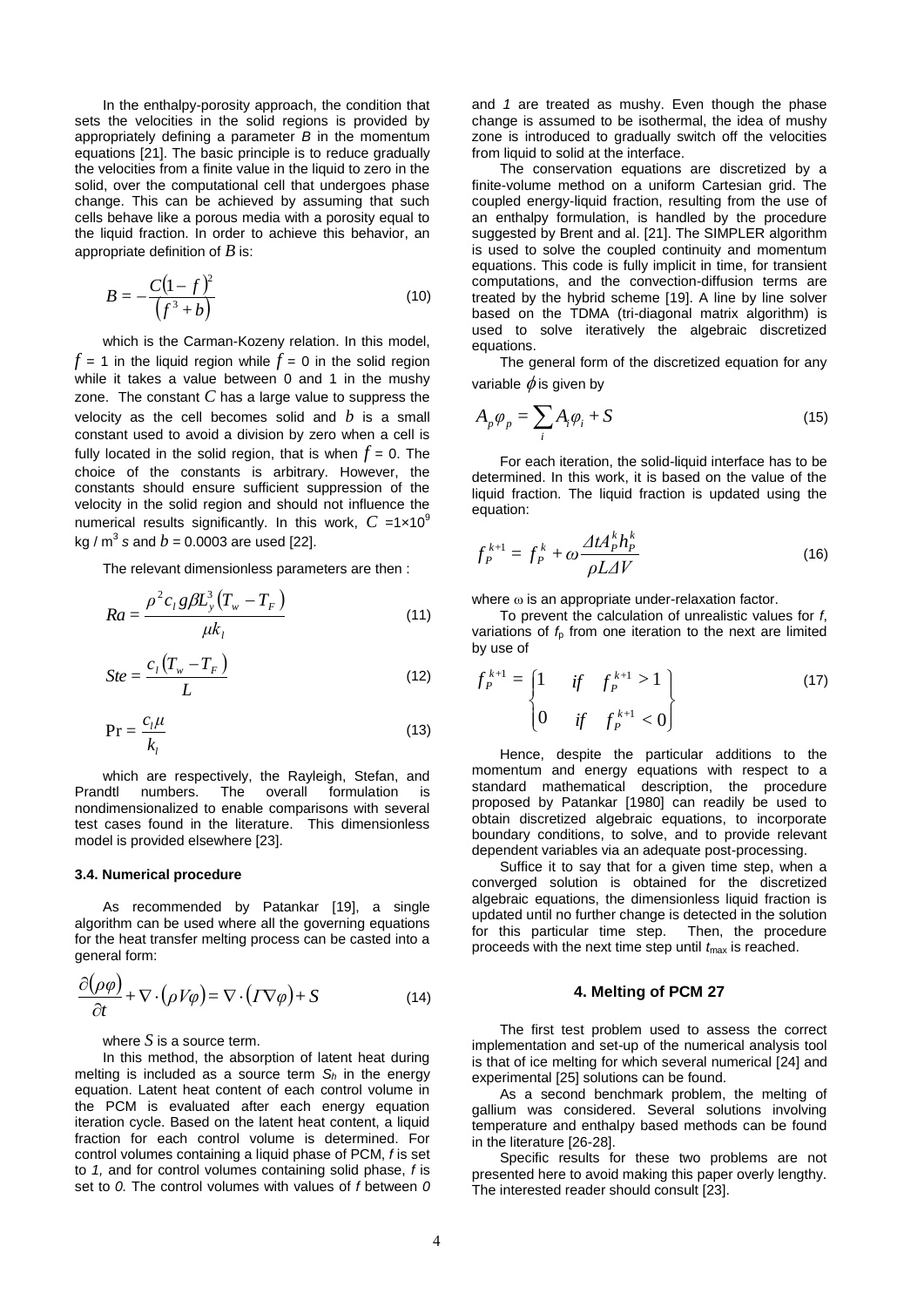In the enthalpy-porosity approach, the condition that sets the velocities in the solid regions is provided by appropriately defining a parameter $B$ in the momentum equations [21]. The basic principle is to reduce gradually the velocities from a finite value in the liquid to zero in the solid, over the computational cell that undergoes phase change. This can be achieved by assuming that such cells behave like a porous media with a porosity equal to the liquid fraction. In order to achieve this behavior, an appropriate definition of $B$ is:

$$B = -\frac{C(1-f)^2}{\left(f^3 + b\right)} \tag{10}$$

which is the Carman-Kozeny relation. In this model, $f$ = 1 in the liquid region while $f$ = 0 in the solid region while it takes a value between 0 and 1 in the mushy zone. The constant $C$ has a large value to suppress the velocity as the cell becomes solid and $b$ is a small constant used to avoid a division by zero when a cell is fully located in the solid region, that is when $f$ = 0. The choice of the constants is arbitrary. However, the constants should ensure sufficient suppression of the velocity in the solid region and should not influence the numerical results significantly. In this work, $C$ =1×10$^9$ kg / m$^3$ s and $b$ = 0.0003 are used [22].

The relevant dimensionless parameters are then :

$$Ra = \frac{\rho^2 c_l g \beta L_y^3 \left(T_w - T_F\right)}{\mu k_l} \tag{11}$$

$$Ste = \frac{c_l \left(T_w - T_F\right)}{L} \tag{12}$$

$$\Pr = \frac{c_l \mu}{k_l} \tag{13}$$

which are respectively, the Rayleigh, Stefan, and Prandtl numbers. The overall formulation is nondimensionalized to enable comparisons with several test cases found in the literature. This dimensionless model is provided elsewhere [23].

### 3.4. Numerical procedure

As recommended by Patankar [19], a single algorithm can be used where all the governing equations for the heat transfer melting process can be casted into a general form:

$$\frac{\partial(\rho\varphi)}{\partial t} + \nabla \cdot (\rho V \varphi) = \nabla \cdot (\Gamma \nabla \varphi) + S \tag{14}$$

where $S$ is a source term.

In this method, the absorption of latent heat during melting is included as a source term $S_h$ in the energy equation. Latent heat content of each control volume in the PCM is evaluated after each energy equation iteration cycle. Based on the latent heat content, a liquid fraction for each control volume is determined. For control volumes containing a liquid phase of PCM, $f$ is set to *1,* and for control volumes containing solid phase, $f$ is set to *0.* The control volumes with values of $f$ between *0* and *1* are treated as mushy. Even though the phase change is assumed to be isothermal, the idea of mushy zone is introduced to gradually switch off the velocities from liquid to solid at the interface.

The conservation equations are discretized by a finite-volume method on a uniform Cartesian grid. The coupled energy-liquid fraction, resulting from the use of an enthalpy formulation, is handled by the procedure suggested by Brent and al. [21]. The SIMPLER algorithm is used to solve the coupled continuity and momentum equations. This code is fully implicit in time, for transient computations, and the convection-diffusion terms are treated by the hybrid scheme [19]. A line by line solver based on the TDMA (tri-diagonal matrix algorithm) is used to solve iteratively the algebraic discretized equations.

The general form of the discretized equation for any variable $\phi$ is given by

$$A_p \varphi_p = \sum_i A_i \varphi_i + S \tag{15}$$

For each iteration, the solid-liquid interface has to be determined. In this work, it is based on the value of the liquid fraction. The liquid fraction is updated using the equation:

$$f_P^{k+1} = f_P^k + \omega \frac{\Delta t A_P^k h_P^k}{\rho L \Delta V} \tag{16}$$

where $\omega$ is an appropriate under-relaxation factor.

To prevent the calculation of unrealistic values for $f$, variations of $f_p$ from one iteration to the next are limited by use of

$$f_P^{k+1} = \begin{cases} 1 & if \quad f_P^{k+1} > 1 \\ 0 & if \quad f_P^{k+1} < 0 \end{cases} \tag{17}$$

Hence, despite the particular additions to the momentum and energy equations with respect to a standard mathematical description, the procedure proposed by Patankar [1980] can readily be used to obtain discretized algebraic equations, to incorporate boundary conditions, to solve, and to provide relevant dependent variables via an adequate post-processing.

Suffice it to say that for a given time step, when a converged solution is obtained for the discretized algebraic equations, the dimensionless liquid fraction is updated until no further change is detected in the solution for this particular time step. Then, the procedure proceeds with the next time step until $t_{max}$ is reached.

## 4. Melting of PCM 27

The first test problem used to assess the correct implementation and set-up of the numerical analysis tool is that of ice melting for which several numerical [24] and experimental [25] solutions can be found.

As a second benchmark problem, the melting of gallium was considered. Several solutions involving temperature and enthalpy based methods can be found in the literature [26-28].

Specific results for these two problems are not presented here to avoid making this paper overly lengthy. The interested reader should consult [23].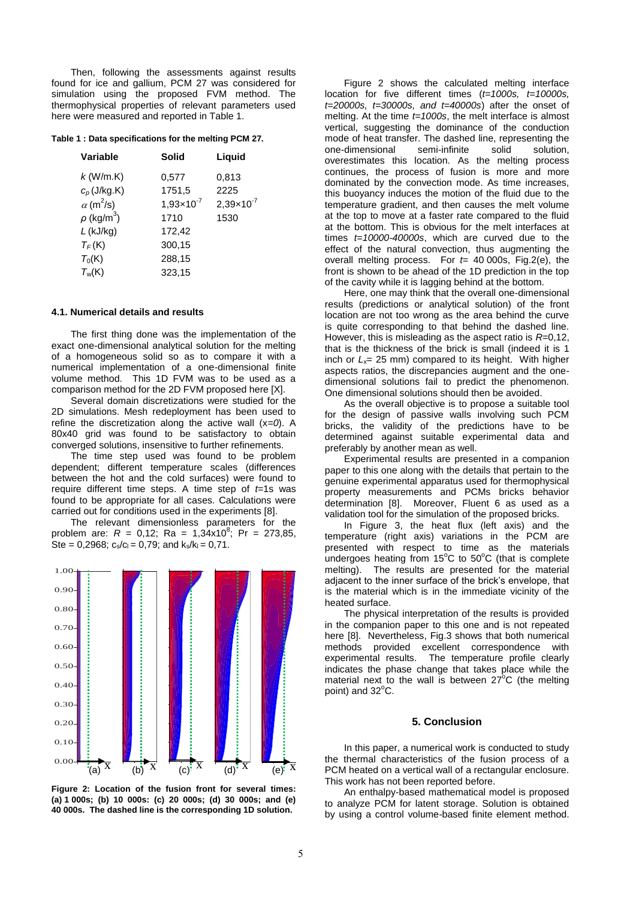Then, following the assessments against results found for ice and gallium, PCM 27 was considered for simulation using the proposed FVM method. The thermophysical properties of relevant parameters used here were measured and reported in Table 1.

**Table 1 : Data specifications for the melting PCM 27.**

| Variable | Solid | Liquid |
|---|---|---|
| $k$ (W/m.K) | 0,577 | 0,813 |
| $c_p$ (J/kg.K) | 1751,5 | 2225 |
| $\alpha$ ($m^2/s$) | $1{,}93\times10^{-7}$ | $2{,}39\times10^{-7}$ |
| $\rho$ ($kg/m^3$) | 1710 | 1530 |
| $L$ (kJ/kg) | 172,42 | |
| $T_F$ (K) | 300,15 | |
| $T_0$(K) | 288,15 | |
| $T_w$(K) | 323,15 | |

### 4.1. Numerical details and results

The first thing done was the implementation of the exact one-dimensional analytical solution for the melting of a homogeneous solid so as to compare it with a numerical implementation of a one-dimensional finite volume method. This 1D FVM was to be used as a comparison method for the 2D FVM proposed here [X].

Several domain discretizations were studied for the 2D simulations. Mesh redeployment has been used to refine the discretization along the active wall ($x$=0). A 80x40 grid was found to be satisfactory to obtain converged solutions, insensitive to further refinements.

The time step used was found to be problem dependent; different temperature scales (differences between the hot and the cold surfaces) were found to require different time steps. A time step of $t$=1s was found to be appropriate for all cases. Calculations were carried out for conditions used in the experiments [8].

The relevant dimensionless parameters for the problem are: $R$ = 0,12; Ra = $1{,}34\times10^{8}$; Pr = 273,85, Ste = 0,2968; $c_s/c_l$ = 0,79; and $k_s/k_l$ = 0,71.

**Figure 2: Location of the fusion front for several times: (a) 1 000s; (b) 10 000s: (c) 20 000s; (d) 30 000s; and (e) 40 000s. The dashed line is the corresponding 1D solution.**

Figure 2 shows the calculated melting interface location for five different times (*t=1000s, t=10000s, t=20000s, t=30000s, and t=40000s*) after the onset of melting. At the time *t=1000s*, the melt interface is almost vertical, suggesting the dominance of the conduction mode of heat transfer. The dashed line, representing the one-dimensional semi-infinite solid solution, overestimates this location. As the melting process continues, the process of fusion is more and more dominated by the convection mode. As time increases, this buoyancy induces the motion of the fluid due to the temperature gradient, and then causes the melt volume at the top to move at a faster rate compared to the fluid at the bottom. This is obvious for the melt interfaces at times *t=10000-40000s*, which are curved due to the effect of the natural convection, thus augmenting the overall melting process. For $t$= 40 000s, Fig.2(e), the front is shown to be ahead of the 1D prediction in the top of the cavity while it is lagging behind at the bottom.

Here, one may think that the overall one-dimensional results (predictions or analytical solution) of the front location are not too wrong as the area behind the curve is quite corresponding to that behind the dashed line. However, this is misleading as the aspect ratio is $R$=0,12, that is the thickness of the brick is small (indeed it is 1 inch or $L_x$= 25 mm) compared to its height. With higher aspects ratios, the discrepancies augment and the one-dimensional solutions fail to predict the phenomenon. One dimensional solutions should then be avoided.

As the overall objective is to propose a suitable tool for the design of passive walls involving such PCM bricks, the validity of the predictions have to be determined against suitable experimental data and preferably by another mean as well.

Experimental results are presented in a companion paper to this one along with the details that pertain to the genuine experimental apparatus used for thermophysical property measurements and PCMs bricks behavior determination [8]. Moreover, Fluent 6 as used as a validation tool for the simulation of the proposed bricks.

In Figure 3, the heat flux (left axis) and the temperature (right axis) variations in the PCM are presented with respect to time as the materials undergoes heating from 15°C to 50°C (that is complete melting). The results are presented for the material adjacent to the inner surface of the brick's envelope, that is the material which is in the immediate vicinity of the heated surface.

The physical interpretation of the results is provided in the companion paper to this one and is not repeated here [8]. Nevertheless, Fig.3 shows that both numerical methods provided excellent correspondence with experimental results. The temperature profile clearly indicates the phase change that takes place while the material next to the wall is between 27°C (the melting point) and 32°C.

## 5. Conclusion

In this paper, a numerical work is conducted to study the thermal characteristics of the fusion process of a PCM heated on a vertical wall of a rectangular enclosure. This work has not been reported before.

An enthalpy-based mathematical model is proposed to analyze PCM for latent storage. Solution is obtained by using a control volume-based finite element method.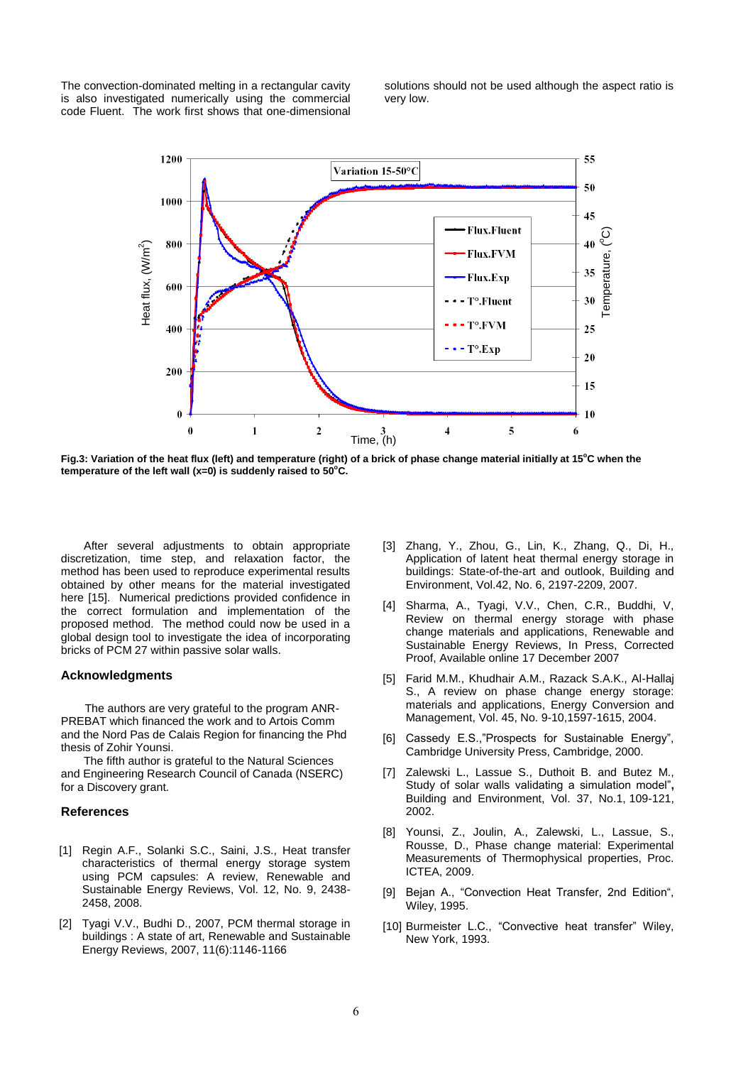The convection-dominated melting in a rectangular cavity is also investigated numerically using the commercial code Fluent. The work first shows that one-dimensional solutions should not be used although the aspect ratio is very low.

**Fig.3: Variation of the heat flux (left) and temperature (right) of a brick of phase change material initially at 15°C when the temperature of the left wall (x=0) is suddenly raised to 50°C.**

After several adjustments to obtain appropriate discretization, time step, and relaxation factor, the method has been used to reproduce experimental results obtained by other means for the material investigated here [15]. Numerical predictions provided confidence in the correct formulation and implementation of the proposed method. The method could now be used in a global design tool to investigate the idea of incorporating bricks of PCM 27 within passive solar walls.

## Acknowledgments

The authors are very grateful to the program ANR-PREBAT which financed the work and to Artois Comm and the Nord Pas de Calais Region for financing the Phd thesis of Zohir Younsi.

The fifth author is grateful to the Natural Sciences and Engineering Research Council of Canada (NSERC) for a Discovery grant.

## References

[1] Regin A.F., Solanki S.C., Saini, J.S., Heat transfer characteristics of thermal energy storage system using PCM capsules: A review, Renewable and Sustainable Energy Reviews, Vol. 12, No. 9, 2438-2458, 2008.

[2] Tyagi V.V., Budhi D., 2007, PCM thermal storage in buildings : A state of art, Renewable and Sustainable Energy Reviews, 2007, 11(6):1146-1166

[3] Zhang, Y., Zhou, G., Lin, K., Zhang, Q., Di, H., Application of latent heat thermal energy storage in buildings: State-of-the-art and outlook, Building and Environment, Vol.42, No. 6, 2197-2209, 2007.

[4] Sharma, A., Tyagi, V.V., Chen, C.R., Buddhi, V, Review on thermal energy storage with phase change materials and applications, Renewable and Sustainable Energy Reviews, In Press, Corrected Proof, Available online 17 December 2007

[5] Farid M.M., Khudhair A.M., Razack S.A.K., Al-Hallaj S., A review on phase change energy storage: materials and applications, Energy Conversion and Management, Vol. 45, No. 9-10,1597-1615, 2004.

[6] Cassedy E.S.,"Prospects for Sustainable Energy", Cambridge University Press, Cambridge, 2000.

[7] Zalewski L., Lassue S., Duthoit B. and Butez M., Study of solar walls validating a simulation model", Building and Environment, Vol. 37, No.1, 109-121, 2002.

[8] Younsi, Z., Joulin, A., Zalewski, L., Lassue, S., Rousse, D., Phase change material: Experimental Measurements of Thermophysical properties, Proc. ICTEA, 2009.

[9] Bejan A., "Convection Heat Transfer, 2nd Edition", Wiley, 1995.

[10] Burmeister L.C., "Convective heat transfer" Wiley, New York, 1993.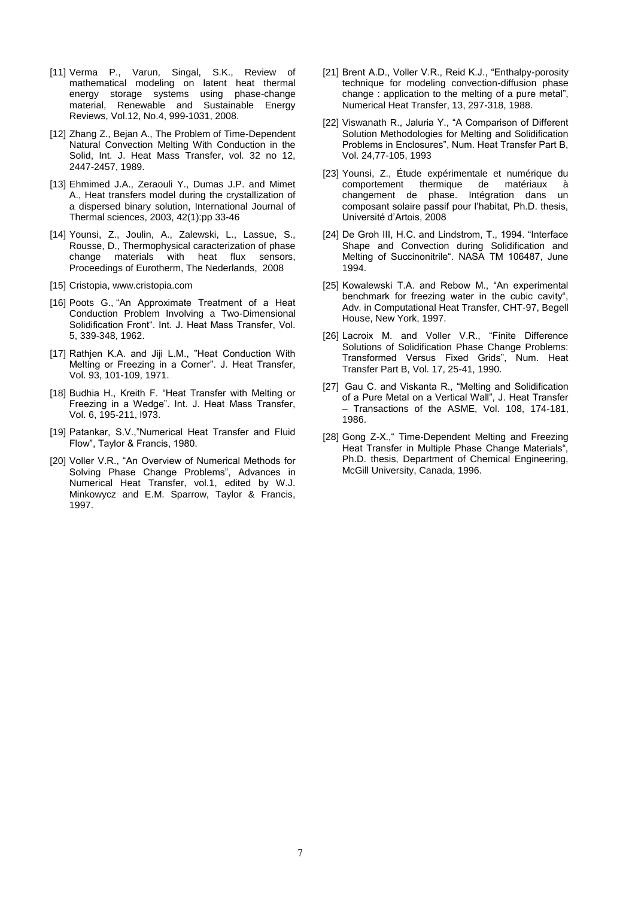[11] Verma P., Varun, Singal, S.K., Review of mathematical modeling on latent heat thermal energy storage systems using phase-change material, Renewable and Sustainable Energy Reviews, Vol.12, No.4, 999-1031, 2008.

[12] Zhang Z., Bejan A., The Problem of Time-Dependent Natural Convection Melting With Conduction in the Solid, Int. J. Heat Mass Transfer, vol. 32 no 12, 2447-2457, 1989.

[13] Ehmimed J.A., Zeraouli Y., Dumas J.P. and Mimet A., Heat transfers model during the crystallization of a dispersed binary solution, International Journal of Thermal sciences, 2003, 42(1):pp 33-46

[14] Younsi, Z., Joulin, A., Zalewski, L., Lassue, S., Rousse, D., Thermophysical caracterization of phase change materials with heat flux sensors, Proceedings of Eurotherm, The Nederlands, 2008

[15] Cristopia, www.cristopia.com

[16] Poots G., "An Approximate Treatment of a Heat Conduction Problem Involving a Two-Dimensional Solidification Front". Int. J. Heat Mass Transfer, Vol. 5, 339-348, 1962.

[17] Rathjen K.A. and Jiji L.M., "Heat Conduction With Melting or Freezing in a Corner". J. Heat Transfer, Vol. 93, 101-109, 1971.

[18] Budhia H., Kreith F. "Heat Transfer with Melting or Freezing in a Wedge". Int. J. Heat Mass Transfer, Vol. 6, 195-211, l973.

[19] Patankar, S.V.,"Numerical Heat Transfer and Fluid Flow", Taylor & Francis, 1980.

[20] Voller V.R., "An Overview of Numerical Methods for Solving Phase Change Problems", Advances in Numerical Heat Transfer, vol.1, edited by W.J. Minkowycz and E.M. Sparrow, Taylor & Francis, 1997.

[21] Brent A.D., Voller V.R., Reid K.J., "Enthalpy-porosity technique for modeling convection-diffusion phase change : application to the melting of a pure metal", Numerical Heat Transfer, 13, 297-318, 1988.

[22] Viswanath R., Jaluria Y., "A Comparison of Different Solution Methodologies for Melting and Solidification Problems in Enclosures", Num. Heat Transfer Part B, Vol. 24,77-105, 1993

[23] Younsi, Z., Étude expérimentale et numérique du comportement thermique de matériaux à changement de phase. Intégration dans un composant solaire passif pour l'habitat, Ph.D. thesis, Université d'Artois, 2008

[24] De Groh III, H.C. and Lindstrom, T., 1994. "Interface Shape and Convection during Solidification and Melting of Succinonitrile". NASA TM 106487, June 1994.

[25] Kowalewski T.A. and Rebow M., "An experimental benchmark for freezing water in the cubic cavity", Adv. in Computational Heat Transfer, CHT-97, Begell House, New York, 1997.

[26] Lacroix M. and Voller V.R., "Finite Difference Solutions of Solidification Phase Change Problems: Transformed Versus Fixed Grids", Num. Heat Transfer Part B, Vol. 17, 25-41, 1990.

[27] Gau C. and Viskanta R., "Melting and Solidification of a Pure Metal on a Vertical Wall", J. Heat Transfer – Transactions of the ASME, Vol. 108, 174-181, 1986.

[28] Gong Z-X.," Time-Dependent Melting and Freezing Heat Transfer in Multiple Phase Change Materials", Ph.D. thesis, Department of Chemical Engineering, McGill University, Canada, 1996.